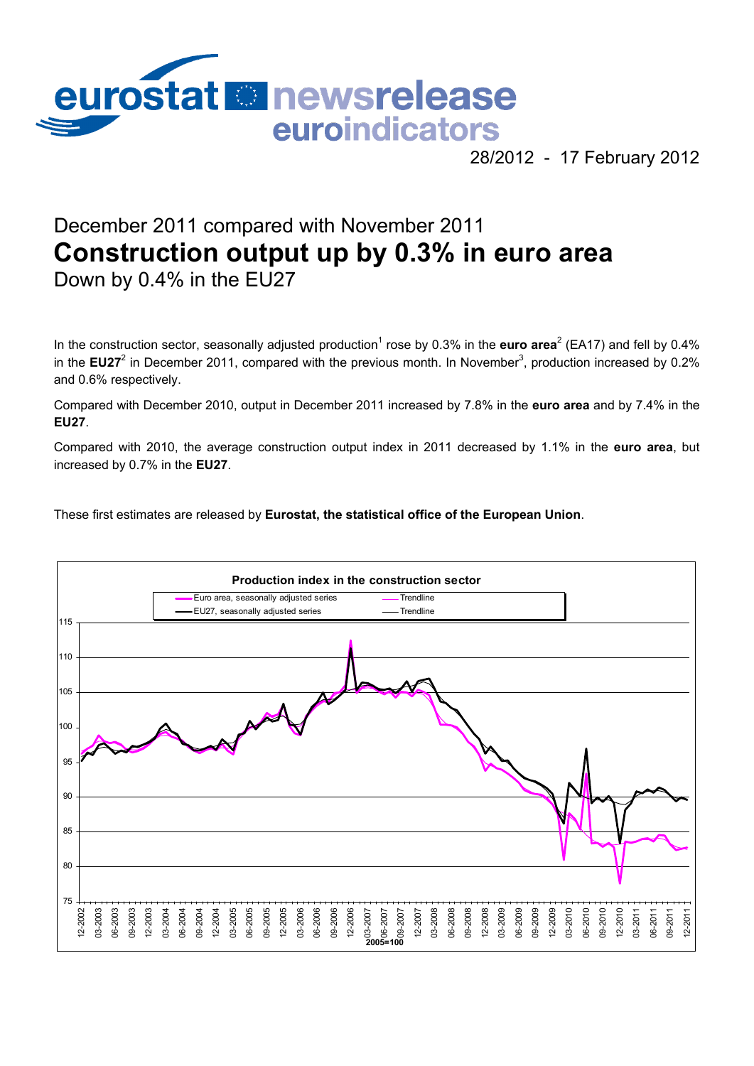eurostat newsrelease euroindicators

28/2012 - 17 February 2012

## December 2011 compared with November 2011

# Construction output up by 0.3% in euro area

## Down by 0.4% in the EU27

In the construction sector, seasonally adjusted production[1] rose by 0.3% in the **euro area**[2] (EA17) and fell by 0.4% in the **EU27**[2] in December 2011, compared with the previous month. In November[3], production increased by 0.2% and 0.6% respectively.

Compared with December 2010, output in December 2011 increased by 7.8% in the **euro area** and by 7.4% in the **EU27**.

Compared with 2010, the average construction output index in 2011 decreased by 1.1% in the **euro area**, but increased by 0.7% in the **EU27**.

These first estimates are released by **Eurostat, the statistical office of the European Union**.

**Production index in the construction sector**

Euro area, seasonally adjusted series — Trendline
EU27, seasonally adjusted series — Trendline

2005=100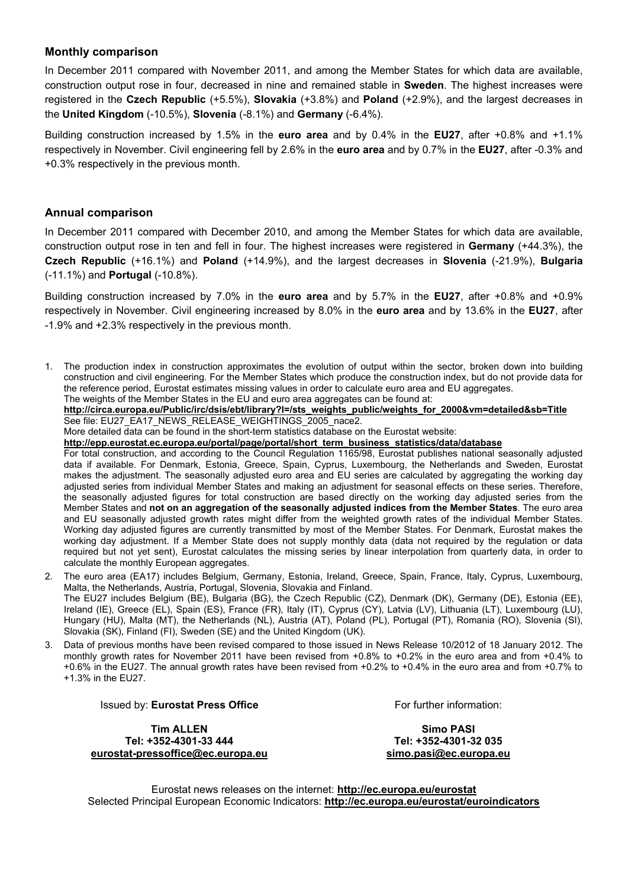## Monthly comparison

In December 2011 compared with November 2011, and among the Member States for which data are available, construction output rose in four, decreased in nine and remained stable in **Sweden**. The highest increases were registered in the **Czech Republic** (+5.5%), **Slovakia** (+3.8%) and **Poland** (+2.9%), and the largest decreases in the **United Kingdom** (-10.5%), **Slovenia** (-8.1%) and **Germany** (-6.4%).

Building construction increased by 1.5% in the **euro area** and by 0.4% in the **EU27**, after +0.8% and +1.1% respectively in November. Civil engineering fell by 2.6% in the **euro area** and by 0.7% in the **EU27**, after -0.3% and +0.3% respectively in the previous month.

## Annual comparison

In December 2011 compared with December 2010, and among the Member States for which data are available, construction output rose in ten and fell in four. The highest increases were registered in **Germany** (+44.3%), the **Czech Republic** (+16.1%) and **Poland** (+14.9%), and the largest decreases in **Slovenia** (-21.9%), **Bulgaria** (-11.1%) and **Portugal** (-10.8%).

Building construction increased by 7.0% in the **euro area** and by 5.7% in the **EU27**, after +0.8% and +0.9% respectively in November. Civil engineering increased by 8.0% in the **euro area** and by 13.6% in the **EU27**, after -1.9% and +2.3% respectively in the previous month.

1. The production index in construction approximates the evolution of output within the sector, broken down into building construction and civil engineering. For the Member States which produce the construction index, but do not provide data for the reference period, Eurostat estimates missing values in order to calculate euro area and EU aggregates.
   The weights of the Member States in the EU and euro area aggregates can be found at:
   **http://circa.europa.eu/Public/irc/dsis/ebt/library?l=/sts_weights_public/weights_for_2000&vm=detailed&sb=Title**
   See file: EU27_EA17_NEWS_RELEASE_WEIGHTINGS_2005_nace2.
   More detailed data can be found in the short-term statistics database on the Eurostat website:
   **http://epp.eurostat.ec.europa.eu/portal/page/portal/short_term_business_statistics/data/database**
   For total construction, and according to the Council Regulation 1165/98, Eurostat publishes national seasonally adjusted data if available. For Denmark, Estonia, Greece, Spain, Cyprus, Luxembourg, the Netherlands and Sweden, Eurostat makes the adjustment. The seasonally adjusted euro area and EU series are calculated by aggregating the working day adjusted series from individual Member States and making an adjustment for seasonal effects on these series. Therefore, the seasonally adjusted figures for total construction are based directly on the working day adjusted series from the Member States and **not on an aggregation of the seasonally adjusted indices from the Member States**. The euro area and EU seasonally adjusted growth rates might differ from the weighted growth rates of the individual Member States. Working day adjusted figures are currently transmitted by most of the Member States. For Denmark, Eurostat makes the working day adjustment. If a Member State does not supply monthly data (data not required by the regulation or data required but not yet sent), Eurostat calculates the missing series by linear interpolation from quarterly data, in order to calculate the monthly European aggregates.
2. The euro area (EA17) includes Belgium, Germany, Estonia, Ireland, Greece, Spain, France, Italy, Cyprus, Luxembourg, Malta, the Netherlands, Austria, Portugal, Slovenia, Slovakia and Finland.
   The EU27 includes Belgium (BE), Bulgaria (BG), the Czech Republic (CZ), Denmark (DK), Germany (DE), Estonia (EE), Ireland (IE), Greece (EL), Spain (ES), France (FR), Italy (IT), Cyprus (CY), Latvia (LV), Lithuania (LT), Luxembourg (LU), Hungary (HU), Malta (MT), the Netherlands (NL), Austria (AT), Poland (PL), Portugal (PT), Romania (RO), Slovenia (SI), Slovakia (SK), Finland (FI), Sweden (SE) and the United Kingdom (UK).
3. Data of previous months have been revised compared to those issued in News Release 10/2012 of 18 January 2012. The monthly growth rates for November 2011 have been revised from +0.8% to +0.2% in the euro area and from +0.4% to +0.6% in the EU27. The annual growth rates have been revised from +0.2% to +0.4% in the euro area and from +0.7% to +1.3% in the EU27.

Issued by: **Eurostat Press Office**

**Tim ALLEN**
**Tel: +352-4301-33 444**
**eurostat-pressoffice@ec.europa.eu**

For further information:

**Simo PASI**
**Tel: +352-4301-32 035**
**simo.pasi@ec.europa.eu**

Eurostat news releases on the internet: **http://ec.europa.eu/eurostat**
Selected Principal European Economic Indicators: **http://ec.europa.eu/eurostat/euroindicators**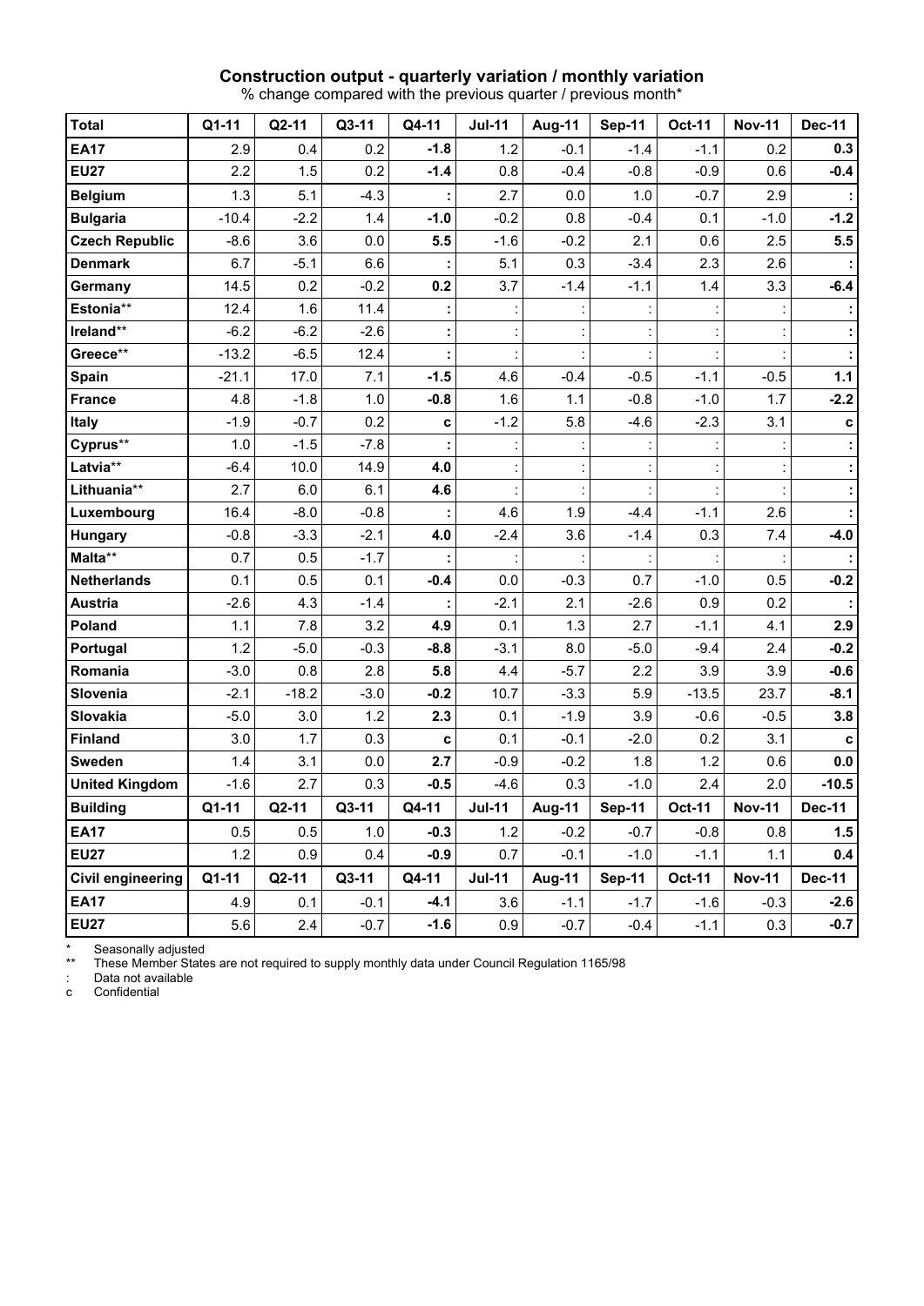## Construction output - quarterly variation / monthly variation

% change compared with the previous quarter / previous month*

| Total | Q1-11 | Q2-11 | Q3-11 | Q4-11 | Jul-11 | Aug-11 | Sep-11 | Oct-11 | Nov-11 | Dec-11 |
|---|---|---|---|---|---|---|---|---|---|---|
| **EA17** | 2.9 | 0.4 | 0.2 | **-1.8** | 1.2 | -0.1 | -1.4 | -1.1 | 0.2 | **0.3** |
| **EU27** | 2.2 | 1.5 | 0.2 | **-1.4** | 0.8 | -0.4 | -0.8 | -0.9 | 0.6 | **-0.4** |
| **Belgium** | 1.3 | 5.1 | -4.3 | **:** | 2.7 | 0.0 | 1.0 | -0.7 | 2.9 | **:** |
| **Bulgaria** | -10.4 | -2.2 | 1.4 | **-1.0** | -0.2 | 0.8 | -0.4 | 0.1 | -1.0 | **-1.2** |
| **Czech Republic** | -8.6 | 3.6 | 0.0 | **5.5** | -1.6 | -0.2 | 2.1 | 0.6 | 2.5 | **5.5** |
| **Denmark** | 6.7 | -5.1 | 6.6 | **:** | 5.1 | 0.3 | -3.4 | 2.3 | 2.6 | **:** |
| **Germany** | 14.5 | 0.2 | -0.2 | **0.2** | 3.7 | -1.4 | -1.1 | 1.4 | 3.3 | **-6.4** |
| **Estonia**** | 12.4 | 1.6 | 11.4 | **:** | : | : | : | : | : | **:** |
| **Ireland**** | -6.2 | -6.2 | -2.6 | **:** | : | : | : | : | : | **:** |
| **Greece**** | -13.2 | -6.5 | 12.4 | **:** | : | : | : | : | : | **:** |
| **Spain** | -21.1 | 17.0 | 7.1 | **-1.5** | 4.6 | -0.4 | -0.5 | -1.1 | -0.5 | **1.1** |
| **France** | 4.8 | -1.8 | 1.0 | **-0.8** | 1.6 | 1.1 | -0.8 | -1.0 | 1.7 | **-2.2** |
| **Italy** | -1.9 | -0.7 | 0.2 | **c** | -1.2 | 5.8 | -4.6 | -2.3 | 3.1 | **c** |
| **Cyprus**** | 1.0 | -1.5 | -7.8 | **:** | : | : | : | : | : | **:** |
| **Latvia**** | -6.4 | 10.0 | 14.9 | **4.0** | : | : | : | : | : | **:** |
| **Lithuania**** | 2.7 | 6.0 | 6.1 | **4.6** | : | : | : | : | : | **:** |
| **Luxembourg** | 16.4 | -8.0 | -0.8 | **:** | 4.6 | 1.9 | -4.4 | -1.1 | 2.6 | **:** |
| **Hungary** | -0.8 | -3.3 | -2.1 | **4.0** | -2.4 | 3.6 | -1.4 | 0.3 | 7.4 | **-4.0** |
| **Malta**** | 0.7 | 0.5 | -1.7 | **:** | : | : | : | : | : | **:** |
| **Netherlands** | 0.1 | 0.5 | 0.1 | **-0.4** | 0.0 | -0.3 | 0.7 | -1.0 | 0.5 | **-0.2** |
| **Austria** | -2.6 | 4.3 | -1.4 | **:** | -2.1 | 2.1 | -2.6 | 0.9 | 0.2 | **:** |
| **Poland** | 1.1 | 7.8 | 3.2 | **4.9** | 0.1 | 1.3 | 2.7 | -1.1 | 4.1 | **2.9** |
| **Portugal** | 1.2 | -5.0 | -0.3 | **-8.8** | -3.1 | 8.0 | -5.0 | -9.4 | 2.4 | **-0.2** |
| **Romania** | -3.0 | 0.8 | 2.8 | **5.8** | 4.4 | -5.7 | 2.2 | 3.9 | 3.9 | **-0.6** |
| **Slovenia** | -2.1 | -18.2 | -3.0 | **-0.2** | 10.7 | -3.3 | 5.9 | -13.5 | 23.7 | **-8.1** |
| **Slovakia** | -5.0 | 3.0 | 1.2 | **2.3** | 0.1 | -1.9 | 3.9 | -0.6 | -0.5 | **3.8** |
| **Finland** | 3.0 | 1.7 | 0.3 | **c** | 0.1 | -0.1 | -2.0 | 0.2 | 3.1 | **c** |
| **Sweden** | 1.4 | 3.1 | 0.0 | **2.7** | -0.9 | -0.2 | 1.8 | 1.2 | 0.6 | **0.0** |
| **United Kingdom** | -1.6 | 2.7 | 0.3 | **-0.5** | -4.6 | 0.3 | -1.0 | 2.4 | 2.0 | **-10.5** |
| **Building** | **Q1-11** | **Q2-11** | **Q3-11** | **Q4-11** | **Jul-11** | **Aug-11** | **Sep-11** | **Oct-11** | **Nov-11** | **Dec-11** |
| **EA17** | 0.5 | 0.5 | 1.0 | **-0.3** | 1.2 | -0.2 | -0.7 | -0.8 | 0.8 | **1.5** |
| **EU27** | 1.2 | 0.9 | 0.4 | **-0.9** | 0.7 | -0.1 | -1.0 | -1.1 | 1.1 | **0.4** |
| **Civil engineering** | **Q1-11** | **Q2-11** | **Q3-11** | **Q4-11** | **Jul-11** | **Aug-11** | **Sep-11** | **Oct-11** | **Nov-11** | **Dec-11** |
| **EA17** | 4.9 | 0.1 | -0.1 | **-4.1** | 3.6 | -1.1 | -1.7 | -1.6 | -0.3 | **-2.6** |
| **EU27** | 5.6 | 2.4 | -0.7 | **-1.6** | 0.9 | -0.7 | -0.4 | -1.1 | 0.3 | **-0.7** |

\* Seasonally adjusted

** These Member States are not required to supply monthly data under Council Regulation 1165/98

: Data not available

c Confidential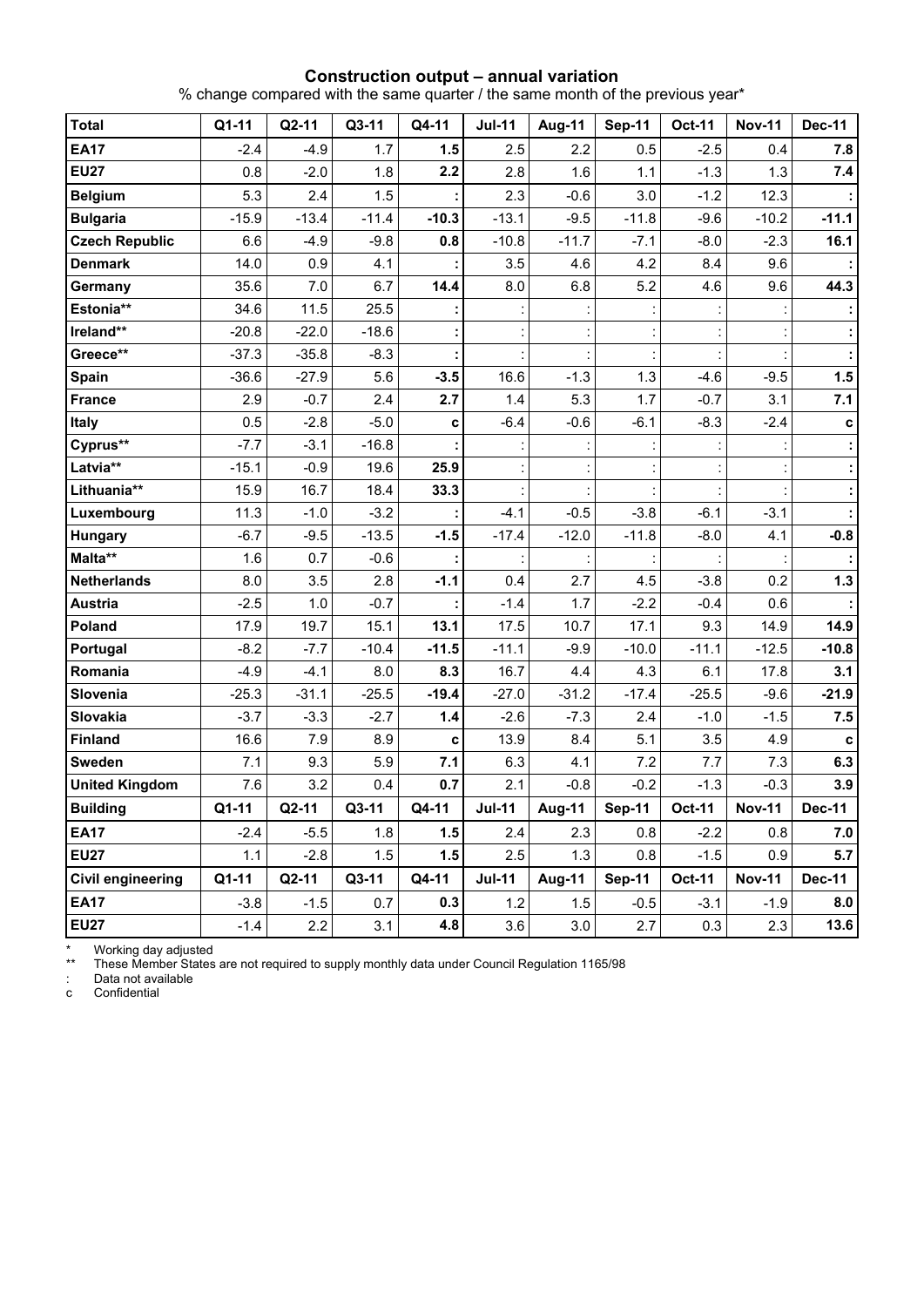### Construction output – annual variation

% change compared with the same quarter / the same month of the previous year*

| Total | Q1-11 | Q2-11 | Q3-11 | Q4-11 | Jul-11 | Aug-11 | Sep-11 | Oct-11 | Nov-11 | Dec-11 |
|---|---|---|---|---|---|---|---|---|---|---|
| **EA17** | -2.4 | -4.9 | 1.7 | **1.5** | 2.5 | 2.2 | 0.5 | -2.5 | 0.4 | **7.8** |
| **EU27** | 0.8 | -2.0 | 1.8 | **2.2** | 2.8 | 1.6 | 1.1 | -1.3 | 1.3 | **7.4** |
| **Belgium** | 5.3 | 2.4 | 1.5 | **:** | 2.3 | -0.6 | 3.0 | -1.2 | 12.3 | **:** |
| **Bulgaria** | -15.9 | -13.4 | -11.4 | **-10.3** | -13.1 | -9.5 | -11.8 | -9.6 | -10.2 | **-11.1** |
| **Czech Republic** | 6.6 | -4.9 | -9.8 | **0.8** | -10.8 | -11.7 | -7.1 | -8.0 | -2.3 | **16.1** |
| **Denmark** | 14.0 | 0.9 | 4.1 | **:** | 3.5 | 4.6 | 4.2 | 8.4 | 9.6 | **:** |
| **Germany** | 35.6 | 7.0 | 6.7 | **14.4** | 8.0 | 6.8 | 5.2 | 4.6 | 9.6 | **44.3** |
| **Estonia**** | 34.6 | 11.5 | 25.5 | **:** | : | : | : | : | : | **:** |
| **Ireland**** | -20.8 | -22.0 | -18.6 | **:** | : | : | : | : | : | **:** |
| **Greece**** | -37.3 | -35.8 | -8.3 | **:** | : | : | : | : | : | **:** |
| **Spain** | -36.6 | -27.9 | 5.6 | **-3.5** | 16.6 | -1.3 | 1.3 | -4.6 | -9.5 | **1.5** |
| **France** | 2.9 | -0.7 | 2.4 | **2.7** | 1.4 | 5.3 | 1.7 | -0.7 | 3.1 | **7.1** |
| **Italy** | 0.5 | -2.8 | -5.0 | **c** | -6.4 | -0.6 | -6.1 | -8.3 | -2.4 | **c** |
| **Cyprus**** | -7.7 | -3.1 | -16.8 | **:** | : | : | : | : | : | **:** |
| **Latvia**** | -15.1 | -0.9 | 19.6 | **25.9** | : | : | : | : | : | **:** |
| **Lithuania**** | 15.9 | 16.7 | 18.4 | **33.3** | : | : | : | : | : | **:** |
| **Luxembourg** | 11.3 | -1.0 | -3.2 | **:** | -4.1 | -0.5 | -3.8 | -6.1 | -3.1 | **:** |
| **Hungary** | -6.7 | -9.5 | -13.5 | **-1.5** | -17.4 | -12.0 | -11.8 | -8.0 | 4.1 | **-0.8** |
| **Malta**** | 1.6 | 0.7 | -0.6 | **:** | : | : | : | : | : | **:** |
| **Netherlands** | 8.0 | 3.5 | 2.8 | **-1.1** | 0.4 | 2.7 | 4.5 | -3.8 | 0.2 | **1.3** |
| **Austria** | -2.5 | 1.0 | -0.7 | **:** | -1.4 | 1.7 | -2.2 | -0.4 | 0.6 | **:** |
| **Poland** | 17.9 | 19.7 | 15.1 | **13.1** | 17.5 | 10.7 | 17.1 | 9.3 | 14.9 | **14.9** |
| **Portugal** | -8.2 | -7.7 | -10.4 | **-11.5** | -11.1 | -9.9 | -10.0 | -11.1 | -12.5 | **-10.8** |
| **Romania** | -4.9 | -4.1 | 8.0 | **8.3** | 16.7 | 4.4 | 4.3 | 6.1 | 17.8 | **3.1** |
| **Slovenia** | -25.3 | -31.1 | -25.5 | **-19.4** | -27.0 | -31.2 | -17.4 | -25.5 | -9.6 | **-21.9** |
| **Slovakia** | -3.7 | -3.3 | -2.7 | **1.4** | -2.6 | -7.3 | 2.4 | -1.0 | -1.5 | **7.5** |
| **Finland** | 16.6 | 7.9 | 8.9 | **c** | 13.9 | 8.4 | 5.1 | 3.5 | 4.9 | **c** |
| **Sweden** | 7.1 | 9.3 | 5.9 | **7.1** | 6.3 | 4.1 | 7.2 | 7.7 | 7.3 | **6.3** |
| **United Kingdom** | 7.6 | 3.2 | 0.4 | **0.7** | 2.1 | -0.8 | -0.2 | -1.3 | -0.3 | **3.9** |
| **Building** | **Q1-11** | **Q2-11** | **Q3-11** | **Q4-11** | **Jul-11** | **Aug-11** | **Sep-11** | **Oct-11** | **Nov-11** | **Dec-11** |
| **EA17** | -2.4 | -5.5 | 1.8 | **1.5** | 2.4 | 2.3 | 0.8 | -2.2 | 0.8 | **7.0** |
| **EU27** | 1.1 | -2.8 | 1.5 | **1.5** | 2.5 | 1.3 | 0.8 | -1.5 | 0.9 | **5.7** |
| **Civil engineering** | **Q1-11** | **Q2-11** | **Q3-11** | **Q4-11** | **Jul-11** | **Aug-11** | **Sep-11** | **Oct-11** | **Nov-11** | **Dec-11** |
| **EA17** | -3.8 | -1.5 | 0.7 | **0.3** | 1.2 | 1.5 | -0.5 | -3.1 | -1.9 | **8.0** |
| **EU27** | -1.4 | 2.2 | 3.1 | **4.8** | 3.6 | 3.0 | 2.7 | 0.3 | 2.3 | **13.6** |

\* Working day adjusted

** These Member States are not required to supply monthly data under Council Regulation 1165/98

: Data not available

c Confidential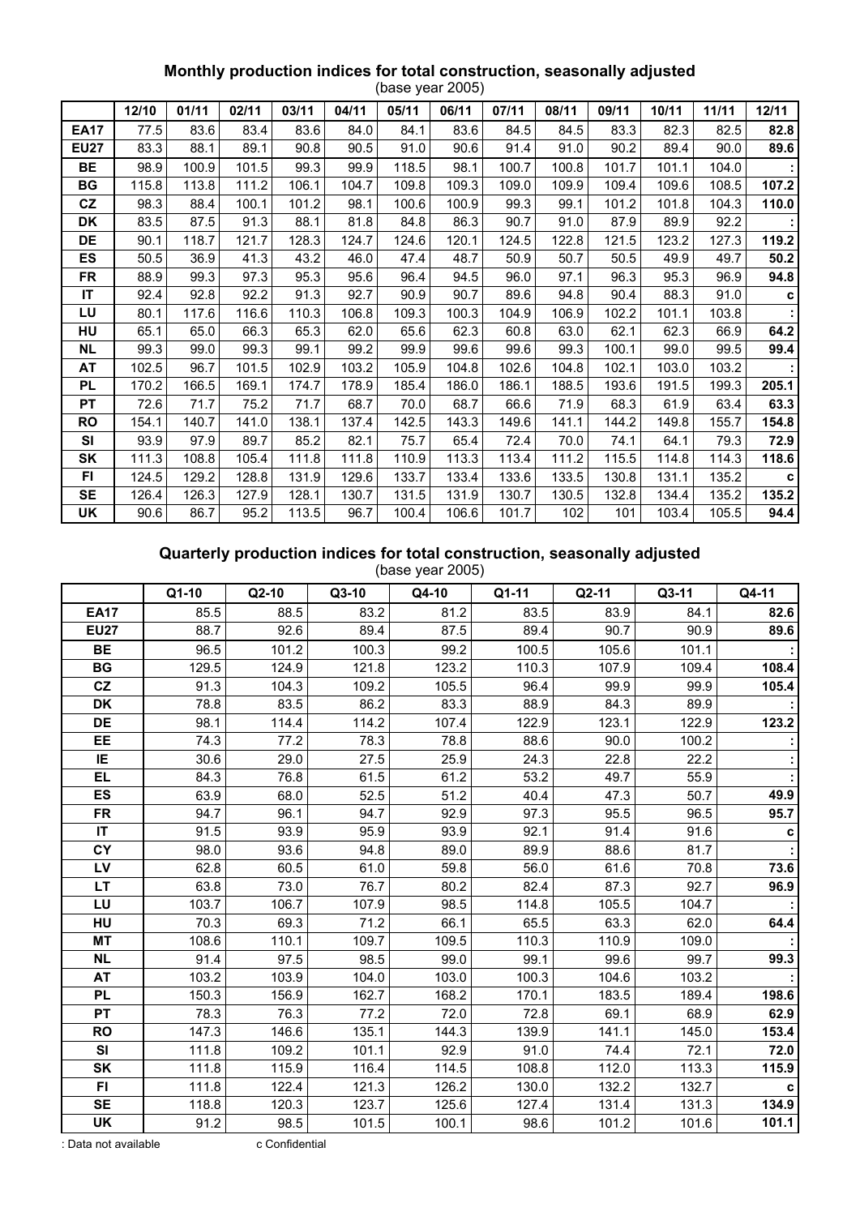**Monthly production indices for total construction, seasonally adjusted**
(base year 2005)

| | 12/10 | 01/11 | 02/11 | 03/11 | 04/11 | 05/11 | 06/11 | 07/11 | 08/11 | 09/11 | 10/11 | 11/11 | 12/11 |
|---|---|---|---|---|---|---|---|---|---|---|---|---|---|
| **EA17** | 77.5 | 83.6 | 83.4 | 83.6 | 84.0 | 84.1 | 83.6 | 84.5 | 84.5 | 83.3 | 82.3 | 82.5 | **82.8** |
| **EU27** | 83.3 | 88.1 | 89.1 | 90.8 | 90.5 | 91.0 | 90.6 | 91.4 | 91.0 | 90.2 | 89.4 | 90.0 | **89.6** |
| **BE** | 98.9 | 100.9 | 101.5 | 99.3 | 99.9 | 118.5 | 98.1 | 100.7 | 100.8 | 101.7 | 101.1 | 104.0 | **:** |
| **BG** | 115.8 | 113.8 | 111.2 | 106.1 | 104.7 | 109.8 | 109.3 | 109.0 | 109.9 | 109.4 | 109.6 | 108.5 | **107.2** |
| **CZ** | 98.3 | 88.4 | 100.1 | 101.2 | 98.1 | 100.6 | 100.9 | 99.3 | 99.1 | 101.2 | 101.8 | 104.3 | **110.0** |
| **DK** | 83.5 | 87.5 | 91.3 | 88.1 | 81.8 | 84.8 | 86.3 | 90.7 | 91.0 | 87.9 | 89.9 | 92.2 | **:** |
| **DE** | 90.1 | 118.7 | 121.7 | 128.3 | 124.7 | 124.6 | 120.1 | 124.5 | 122.8 | 121.5 | 123.2 | 127.3 | **119.2** |
| **ES** | 50.5 | 36.9 | 41.3 | 43.2 | 46.0 | 47.4 | 48.7 | 50.9 | 50.7 | 50.5 | 49.9 | 49.7 | **50.2** |
| **FR** | 88.9 | 99.3 | 97.3 | 95.3 | 95.6 | 96.4 | 94.5 | 96.0 | 97.1 | 96.3 | 95.3 | 96.9 | **94.8** |
| **IT** | 92.4 | 92.8 | 92.2 | 91.3 | 92.7 | 90.9 | 90.7 | 89.6 | 94.8 | 90.4 | 88.3 | 91.0 | **c** |
| **LU** | 80.1 | 117.6 | 116.6 | 110.3 | 106.8 | 109.3 | 100.3 | 104.9 | 106.9 | 102.2 | 101.1 | 103.8 | **:** |
| **HU** | 65.1 | 65.0 | 66.3 | 65.3 | 62.0 | 65.6 | 62.3 | 60.8 | 63.0 | 62.1 | 62.3 | 66.9 | **64.2** |
| **NL** | 99.3 | 99.0 | 99.3 | 99.1 | 99.2 | 99.9 | 99.6 | 99.6 | 99.3 | 100.1 | 99.0 | 99.5 | **99.4** |
| **AT** | 102.5 | 96.7 | 101.5 | 102.9 | 103.2 | 105.9 | 104.8 | 102.6 | 104.8 | 102.1 | 103.0 | 103.2 | **:** |
| **PL** | 170.2 | 166.5 | 169.1 | 174.7 | 178.9 | 185.4 | 186.0 | 186.1 | 188.5 | 193.6 | 191.5 | 199.3 | **205.1** |
| **PT** | 72.6 | 71.7 | 75.2 | 71.7 | 68.7 | 70.0 | 68.7 | 66.6 | 71.9 | 68.3 | 61.9 | 63.4 | **63.3** |
| **RO** | 154.1 | 140.7 | 141.0 | 138.1 | 137.4 | 142.5 | 143.3 | 149.6 | 141.1 | 144.2 | 149.8 | 155.7 | **154.8** |
| **SI** | 93.9 | 97.9 | 89.7 | 85.2 | 82.1 | 75.7 | 65.4 | 72.4 | 70.0 | 74.1 | 64.1 | 79.3 | **72.9** |
| **SK** | 111.3 | 108.8 | 105.4 | 111.8 | 111.8 | 110.9 | 113.3 | 113.4 | 111.2 | 115.5 | 114.8 | 114.3 | **118.6** |
| **FI** | 124.5 | 129.2 | 128.8 | 131.9 | 129.6 | 133.7 | 133.4 | 133.6 | 133.5 | 130.8 | 131.1 | 135.2 | **c** |
| **SE** | 126.4 | 126.3 | 127.9 | 128.1 | 130.7 | 131.5 | 131.9 | 130.7 | 130.5 | 132.8 | 134.4 | 135.2 | **135.2** |
| **UK** | 90.6 | 86.7 | 95.2 | 113.5 | 96.7 | 100.4 | 106.6 | 101.7 | 102 | 101 | 103.4 | 105.5 | **94.4** |

**Quarterly production indices for total construction, seasonally adjusted**
(base year 2005)

| | Q1-10 | Q2-10 | Q3-10 | Q4-10 | Q1-11 | Q2-11 | Q3-11 | Q4-11 |
|---|---|---|---|---|---|---|---|---|
| **EA17** | 85.5 | 88.5 | 83.2 | 81.2 | 83.5 | 83.9 | 84.1 | **82.6** |
| **EU27** | 88.7 | 92.6 | 89.4 | 87.5 | 89.4 | 90.7 | 90.9 | **89.6** |
| **BE** | 96.5 | 101.2 | 100.3 | 99.2 | 100.5 | 105.6 | 101.1 | **:** |
| **BG** | 129.5 | 124.9 | 121.8 | 123.2 | 110.3 | 107.9 | 109.4 | **108.4** |
| **CZ** | 91.3 | 104.3 | 109.2 | 105.5 | 96.4 | 99.9 | 99.9 | **105.4** |
| **DK** | 78.8 | 83.5 | 86.2 | 83.3 | 88.9 | 84.3 | 89.9 | **:** |
| **DE** | 98.1 | 114.4 | 114.2 | 107.4 | 122.9 | 123.1 | 122.9 | **123.2** |
| **EE** | 74.3 | 77.2 | 78.3 | 78.8 | 88.6 | 90.0 | 100.2 | **:** |
| **IE** | 30.6 | 29.0 | 27.5 | 25.9 | 24.3 | 22.8 | 22.2 | **:** |
| **EL** | 84.3 | 76.8 | 61.5 | 61.2 | 53.2 | 49.7 | 55.9 | **:** |
| **ES** | 63.9 | 68.0 | 52.5 | 51.2 | 40.4 | 47.3 | 50.7 | **49.9** |
| **FR** | 94.7 | 96.1 | 94.7 | 92.9 | 97.3 | 95.5 | 96.5 | **95.7** |
| **IT** | 91.5 | 93.9 | 95.9 | 93.9 | 92.1 | 91.4 | 91.6 | **c** |
| **CY** | 98.0 | 93.6 | 94.8 | 89.0 | 89.9 | 88.6 | 81.7 | **:** |
| **LV** | 62.8 | 60.5 | 61.0 | 59.8 | 56.0 | 61.6 | 70.8 | **73.6** |
| **LT** | 63.8 | 73.0 | 76.7 | 80.2 | 82.4 | 87.3 | 92.7 | **96.9** |
| **LU** | 103.7 | 106.7 | 107.9 | 98.5 | 114.8 | 105.5 | 104.7 | **:** |
| **HU** | 70.3 | 69.3 | 71.2 | 66.1 | 65.5 | 63.3 | 62.0 | **64.4** |
| **MT** | 108.6 | 110.1 | 109.7 | 109.5 | 110.3 | 110.9 | 109.0 | **:** |
| **NL** | 91.4 | 97.5 | 98.5 | 99.0 | 99.1 | 99.6 | 99.7 | **99.3** |
| **AT** | 103.2 | 103.9 | 104.0 | 103.0 | 100.3 | 104.6 | 103.2 | **:** |
| **PL** | 150.3 | 156.9 | 162.7 | 168.2 | 170.1 | 183.5 | 189.4 | **198.6** |
| **PT** | 78.3 | 76.3 | 77.2 | 72.0 | 72.8 | 69.1 | 68.9 | **62.9** |
| **RO** | 147.3 | 146.6 | 135.1 | 144.3 | 139.9 | 141.1 | 145.0 | **153.4** |
| **SI** | 111.8 | 109.2 | 101.1 | 92.9 | 91.0 | 74.4 | 72.1 | **72.0** |
| **SK** | 111.8 | 115.9 | 116.4 | 114.5 | 108.8 | 112.0 | 113.3 | **115.9** |
| **FI** | 111.8 | 122.4 | 121.3 | 126.2 | 130.0 | 132.2 | 132.7 | **c** |
| **SE** | 118.8 | 120.3 | 123.7 | 125.6 | 127.4 | 131.4 | 131.3 | **134.9** |
| **UK** | 91.2 | 98.5 | 101.5 | 100.1 | 98.6 | 101.2 | 101.6 | **101.1** |

: Data not available c Confidential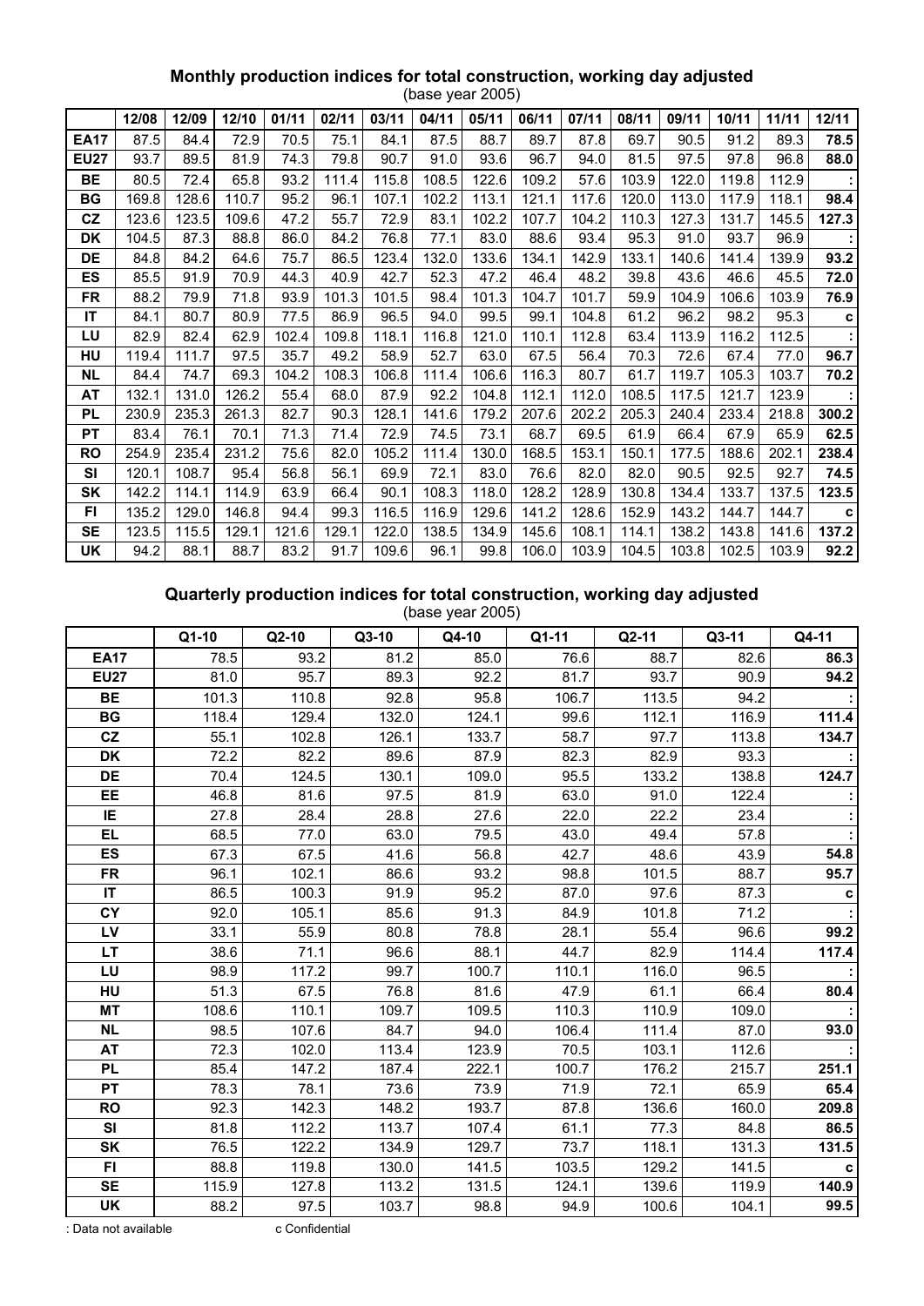**Monthly production indices for total construction, working day adjusted**
(base year 2005)

| | 12/08 | 12/09 | 12/10 | 01/11 | 02/11 | 03/11 | 04/11 | 05/11 | 06/11 | 07/11 | 08/11 | 09/11 | 10/11 | 11/11 | 12/11 |
|---|---|---|---|---|---|---|---|---|---|---|---|---|---|---|---|
| **EA17** | 87.5 | 84.4 | 72.9 | 70.5 | 75.1 | 84.1 | 87.5 | 88.7 | 89.7 | 87.8 | 69.7 | 90.5 | 91.2 | 89.3 | **78.5** |
| **EU27** | 93.7 | 89.5 | 81.9 | 74.3 | 79.8 | 90.7 | 91.0 | 93.6 | 96.7 | 94.0 | 81.5 | 97.5 | 97.8 | 96.8 | **88.0** |
| **BE** | 80.5 | 72.4 | 65.8 | 93.2 | 111.4 | 115.8 | 108.5 | 122.6 | 109.2 | 57.6 | 103.9 | 122.0 | 119.8 | 112.9 | **:** |
| **BG** | 169.8 | 128.6 | 110.7 | 95.2 | 96.1 | 107.1 | 102.2 | 113.1 | 121.1 | 117.6 | 120.0 | 113.0 | 117.9 | 118.1 | **98.4** |
| **CZ** | 123.6 | 123.5 | 109.6 | 47.2 | 55.7 | 72.9 | 83.1 | 102.2 | 107.7 | 104.2 | 110.3 | 127.3 | 131.7 | 145.5 | **127.3** |
| **DK** | 104.5 | 87.3 | 88.8 | 86.0 | 84.2 | 76.8 | 77.1 | 83.0 | 88.6 | 93.4 | 95.3 | 91.0 | 93.7 | 96.9 | **:** |
| **DE** | 84.8 | 84.2 | 64.6 | 75.7 | 86.5 | 123.4 | 132.0 | 133.6 | 134.1 | 142.9 | 133.1 | 140.6 | 141.4 | 139.9 | **93.2** |
| **ES** | 85.5 | 91.9 | 70.9 | 44.3 | 40.9 | 42.7 | 52.3 | 47.2 | 46.4 | 48.2 | 39.8 | 43.6 | 46.6 | 45.5 | **72.0** |
| **FR** | 88.2 | 79.9 | 71.8 | 93.9 | 101.3 | 101.5 | 98.4 | 101.3 | 104.7 | 101.7 | 59.9 | 104.9 | 106.6 | 103.9 | **76.9** |
| **IT** | 84.1 | 80.7 | 80.9 | 77.5 | 86.9 | 96.5 | 94.0 | 99.5 | 99.1 | 104.8 | 61.2 | 96.2 | 98.2 | 95.3 | **c** |
| **LU** | 82.9 | 82.4 | 62.9 | 102.4 | 109.8 | 118.1 | 116.8 | 121.0 | 110.1 | 112.8 | 63.4 | 113.9 | 116.2 | 112.5 | **:** |
| **HU** | 119.4 | 111.7 | 97.5 | 35.7 | 49.2 | 58.9 | 52.7 | 63.0 | 67.5 | 56.4 | 70.3 | 72.6 | 67.4 | 77.0 | **96.7** |
| **NL** | 84.4 | 74.7 | 69.3 | 104.2 | 108.3 | 106.8 | 111.4 | 106.6 | 116.3 | 80.7 | 61.7 | 119.7 | 105.3 | 103.7 | **70.2** |
| **AT** | 132.1 | 131.0 | 126.2 | 55.4 | 68.0 | 87.9 | 92.2 | 104.8 | 112.1 | 112.0 | 108.5 | 117.5 | 121.7 | 123.9 | **:** |
| **PL** | 230.9 | 235.3 | 261.3 | 82.7 | 90.3 | 128.1 | 141.6 | 179.2 | 207.6 | 202.2 | 205.3 | 240.4 | 233.4 | 218.8 | **300.2** |
| **PT** | 83.4 | 76.1 | 70.1 | 71.3 | 71.4 | 72.9 | 74.5 | 73.1 | 68.7 | 69.5 | 61.9 | 66.4 | 67.9 | 65.9 | **62.5** |
| **RO** | 254.9 | 235.4 | 231.2 | 75.6 | 82.0 | 105.2 | 111.4 | 130.0 | 168.5 | 153.1 | 150.1 | 177.5 | 188.6 | 202.1 | **238.4** |
| **SI** | 120.1 | 108.7 | 95.4 | 56.8 | 56.1 | 69.9 | 72.1 | 83.0 | 76.6 | 82.0 | 82.0 | 90.5 | 92.5 | 92.7 | **74.5** |
| **SK** | 142.2 | 114.1 | 114.9 | 63.9 | 66.4 | 90.1 | 108.3 | 118.0 | 128.2 | 128.9 | 130.8 | 134.4 | 133.7 | 137.5 | **123.5** |
| **FI** | 135.2 | 129.0 | 146.8 | 94.4 | 99.3 | 116.5 | 116.9 | 129.6 | 141.2 | 128.6 | 152.9 | 143.2 | 144.7 | 144.7 | **c** |
| **SE** | 123.5 | 115.5 | 129.1 | 121.6 | 129.1 | 122.0 | 138.5 | 134.9 | 145.6 | 108.1 | 114.1 | 138.2 | 143.8 | 141.6 | **137.2** |
| **UK** | 94.2 | 88.1 | 88.7 | 83.2 | 91.7 | 109.6 | 96.1 | 99.8 | 106.0 | 103.9 | 104.5 | 103.8 | 102.5 | 103.9 | **92.2** |

**Quarterly production indices for total construction, working day adjusted**
(base year 2005)

| | Q1-10 | Q2-10 | Q3-10 | Q4-10 | Q1-11 | Q2-11 | Q3-11 | Q4-11 |
|---|---|---|---|---|---|---|---|---|
| **EA17** | 78.5 | 93.2 | 81.2 | 85.0 | 76.6 | 88.7 | 82.6 | **86.3** |
| **EU27** | 81.0 | 95.7 | 89.3 | 92.2 | 81.7 | 93.7 | 90.9 | **94.2** |
| **BE** | 101.3 | 110.8 | 92.8 | 95.8 | 106.7 | 113.5 | 94.2 | **:** |
| **BG** | 118.4 | 129.4 | 132.0 | 124.1 | 99.6 | 112.1 | 116.9 | **111.4** |
| **CZ** | 55.1 | 102.8 | 126.1 | 133.7 | 58.7 | 97.7 | 113.8 | **134.7** |
| **DK** | 72.2 | 82.2 | 89.6 | 87.9 | 82.3 | 82.9 | 93.3 | **:** |
| **DE** | 70.4 | 124.5 | 130.1 | 109.0 | 95.5 | 133.2 | 138.8 | **124.7** |
| **EE** | 46.8 | 81.6 | 97.5 | 81.9 | 63.0 | 91.0 | 122.4 | **:** |
| **IE** | 27.8 | 28.4 | 28.8 | 27.6 | 22.0 | 22.2 | 23.4 | **:** |
| **EL** | 68.5 | 77.0 | 63.0 | 79.5 | 43.0 | 49.4 | 57.8 | **:** |
| **ES** | 67.3 | 67.5 | 41.6 | 56.8 | 42.7 | 48.6 | 43.9 | **54.8** |
| **FR** | 96.1 | 102.1 | 86.6 | 93.2 | 98.8 | 101.5 | 88.7 | **95.7** |
| **IT** | 86.5 | 100.3 | 91.9 | 95.2 | 87.0 | 97.6 | 87.3 | **c** |
| **CY** | 92.0 | 105.1 | 85.6 | 91.3 | 84.9 | 101.8 | 71.2 | **:** |
| **LV** | 33.1 | 55.9 | 80.8 | 78.8 | 28.1 | 55.4 | 96.6 | **99.2** |
| **LT** | 38.6 | 71.1 | 96.6 | 88.1 | 44.7 | 82.9 | 114.4 | **117.4** |
| **LU** | 98.9 | 117.2 | 99.7 | 100.7 | 110.1 | 116.0 | 96.5 | **:** |
| **HU** | 51.3 | 67.5 | 76.8 | 81.6 | 47.9 | 61.1 | 66.4 | **80.4** |
| **MT** | 108.6 | 110.1 | 109.7 | 109.5 | 110.3 | 110.9 | 109.0 | **:** |
| **NL** | 98.5 | 107.6 | 84.7 | 94.0 | 106.4 | 111.4 | 87.0 | **93.0** |
| **AT** | 72.3 | 102.0 | 113.4 | 123.9 | 70.5 | 103.1 | 112.6 | **:** |
| **PL** | 85.4 | 147.2 | 187.4 | 222.1 | 100.7 | 176.2 | 215.7 | **251.1** |
| **PT** | 78.3 | 78.1 | 73.6 | 73.9 | 71.9 | 72.1 | 65.9 | **65.4** |
| **RO** | 92.3 | 142.3 | 148.2 | 193.7 | 87.8 | 136.6 | 160.0 | **209.8** |
| **SI** | 81.8 | 112.2 | 113.7 | 107.4 | 61.1 | 77.3 | 84.8 | **86.5** |
| **SK** | 76.5 | 122.2 | 134.9 | 129.7 | 73.7 | 118.1 | 131.3 | **131.5** |
| **FI** | 88.8 | 119.8 | 130.0 | 141.5 | 103.5 | 129.2 | 141.5 | **c** |
| **SE** | 115.9 | 127.8 | 113.2 | 131.5 | 124.1 | 139.6 | 119.9 | **140.9** |
| **UK** | 88.2 | 97.5 | 103.7 | 98.8 | 94.9 | 100.6 | 104.1 | **99.5** |

: Data not available c Confidential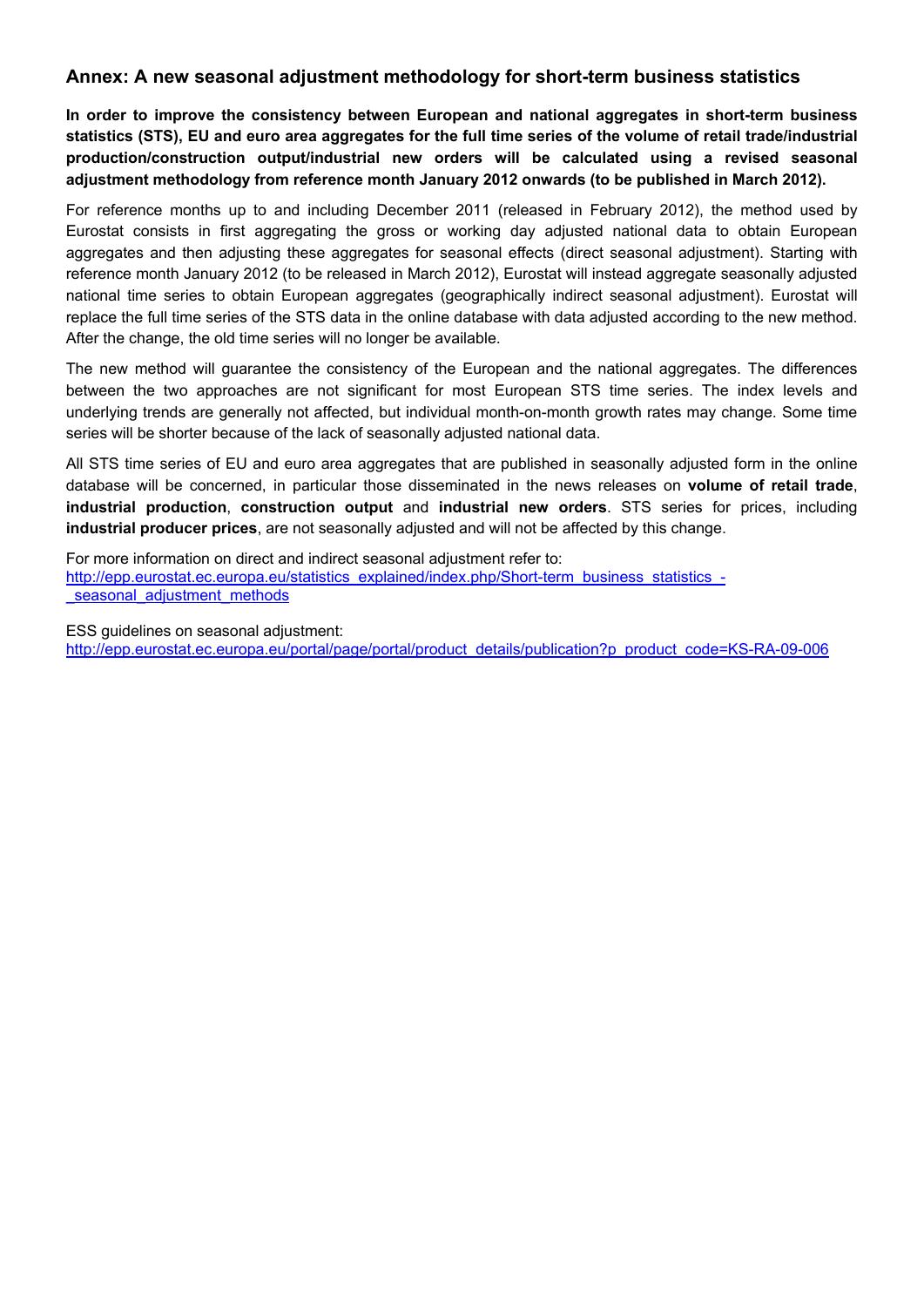## Annex: A new seasonal adjustment methodology for short-term business statistics

**In order to improve the consistency between European and national aggregates in short-term business statistics (STS), EU and euro area aggregates for the full time series of the volume of retail trade/industrial production/construction output/industrial new orders will be calculated using a revised seasonal adjustment methodology from reference month January 2012 onwards (to be published in March 2012).**

For reference months up to and including December 2011 (released in February 2012), the method used by Eurostat consists in first aggregating the gross or working day adjusted national data to obtain European aggregates and then adjusting these aggregates for seasonal effects (direct seasonal adjustment). Starting with reference month January 2012 (to be released in March 2012), Eurostat will instead aggregate seasonally adjusted national time series to obtain European aggregates (geographically indirect seasonal adjustment). Eurostat will replace the full time series of the STS data in the online database with data adjusted according to the new method. After the change, the old time series will no longer be available.

The new method will guarantee the consistency of the European and the national aggregates. The differences between the two approaches are not significant for most European STS time series. The index levels and underlying trends are generally not affected, but individual month-on-month growth rates may change. Some time series will be shorter because of the lack of seasonally adjusted national data.

All STS time series of EU and euro area aggregates that are published in seasonally adjusted form in the online database will be concerned, in particular those disseminated in the news releases on **volume of retail trade**, **industrial production**, **construction output** and **industrial new orders**. STS series for prices, including **industrial producer prices**, are not seasonally adjusted and will not be affected by this change.

For more information on direct and indirect seasonal adjustment refer to:
http://epp.eurostat.ec.europa.eu/statistics_explained/index.php/Short-term_business_statistics_-_seasonal_adjustment_methods

ESS guidelines on seasonal adjustment:
http://epp.eurostat.ec.europa.eu/portal/page/portal/product_details/publication?p_product_code=KS-RA-09-006